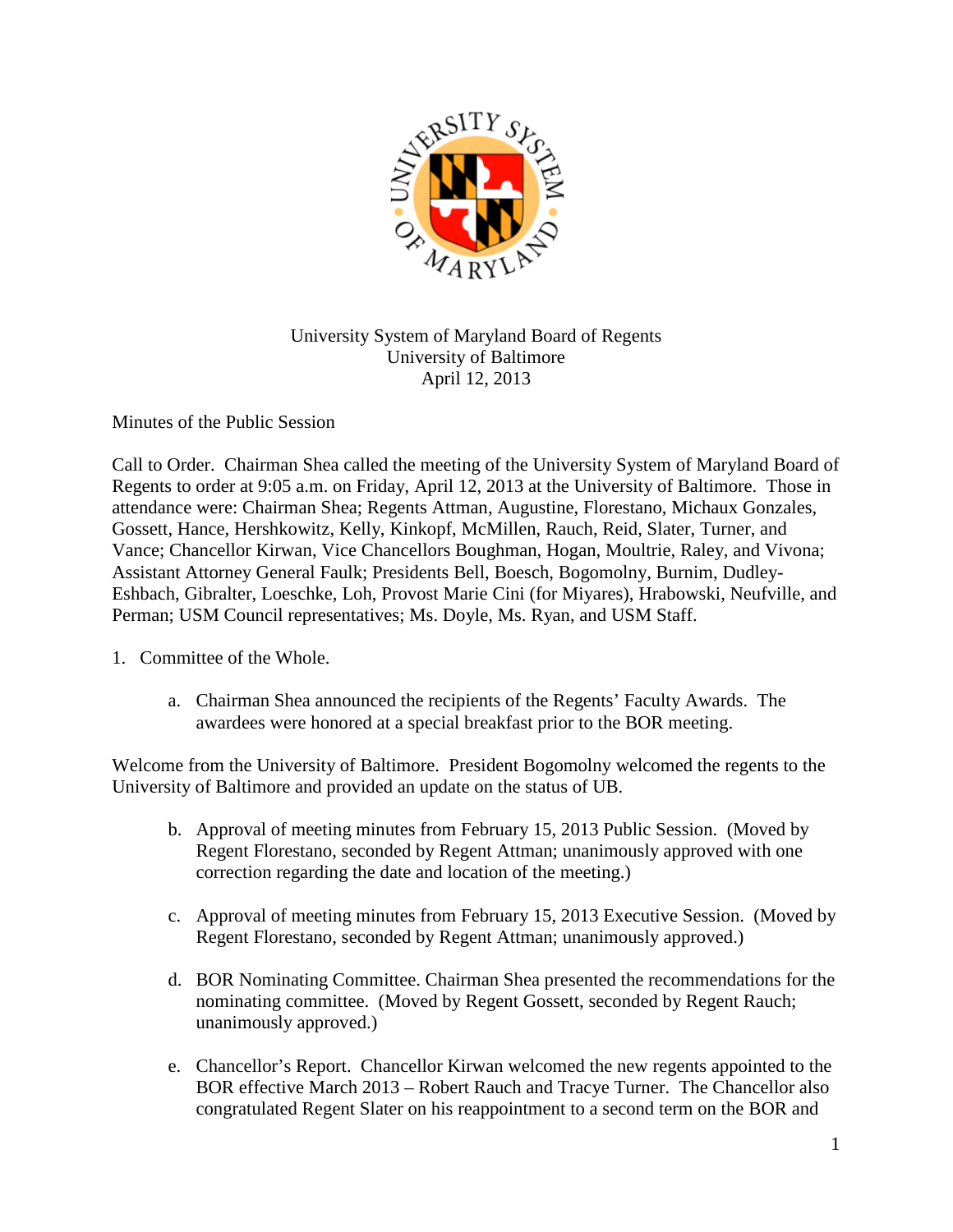University System of Maryland Board of Regents
University of Baltimore
April 12, 2013

Minutes of the Public Session

Call to Order. Chairman Shea called the meeting of the University System of Maryland Board of Regents to order at 9:05 a.m. on Friday, April 12, 2013 at the University of Baltimore. Those in attendance were: Chairman Shea; Regents Attman, Augustine, Florestano, Michaux Gonzales, Gossett, Hance, Hershkowitz, Kelly, Kinkopf, McMillen, Rauch, Reid, Slater, Turner, and Vance; Chancellor Kirwan, Vice Chancellors Boughman, Hogan, Moultrie, Raley, and Vivona; Assistant Attorney General Faulk; Presidents Bell, Boesch, Bogomolny, Burnim, Dudley-Eshbach, Gibralter, Loeschke, Loh, Provost Marie Cini (for Miyares), Hrabowski, Neufville, and Perman; USM Council representatives; Ms. Doyle, Ms. Ryan, and USM Staff.

1. Committee of the Whole.

   a. Chairman Shea announced the recipients of the Regents' Faculty Awards. The awardees were honored at a special breakfast prior to the BOR meeting.

Welcome from the University of Baltimore. President Bogomolny welcomed the regents to the University of Baltimore and provided an update on the status of UB.

   b. Approval of meeting minutes from February 15, 2013 Public Session. (Moved by Regent Florestano, seconded by Regent Attman; unanimously approved with one correction regarding the date and location of the meeting.)

   c. Approval of meeting minutes from February 15, 2013 Executive Session. (Moved by Regent Florestano, seconded by Regent Attman; unanimously approved.)

   d. BOR Nominating Committee. Chairman Shea presented the recommendations for the nominating committee. (Moved by Regent Gossett, seconded by Regent Rauch; unanimously approved.)

   e. Chancellor's Report. Chancellor Kirwan welcomed the new regents appointed to the BOR effective March 2013 – Robert Rauch and Tracye Turner. The Chancellor also congratulated Regent Slater on his reappointment to a second term on the BOR and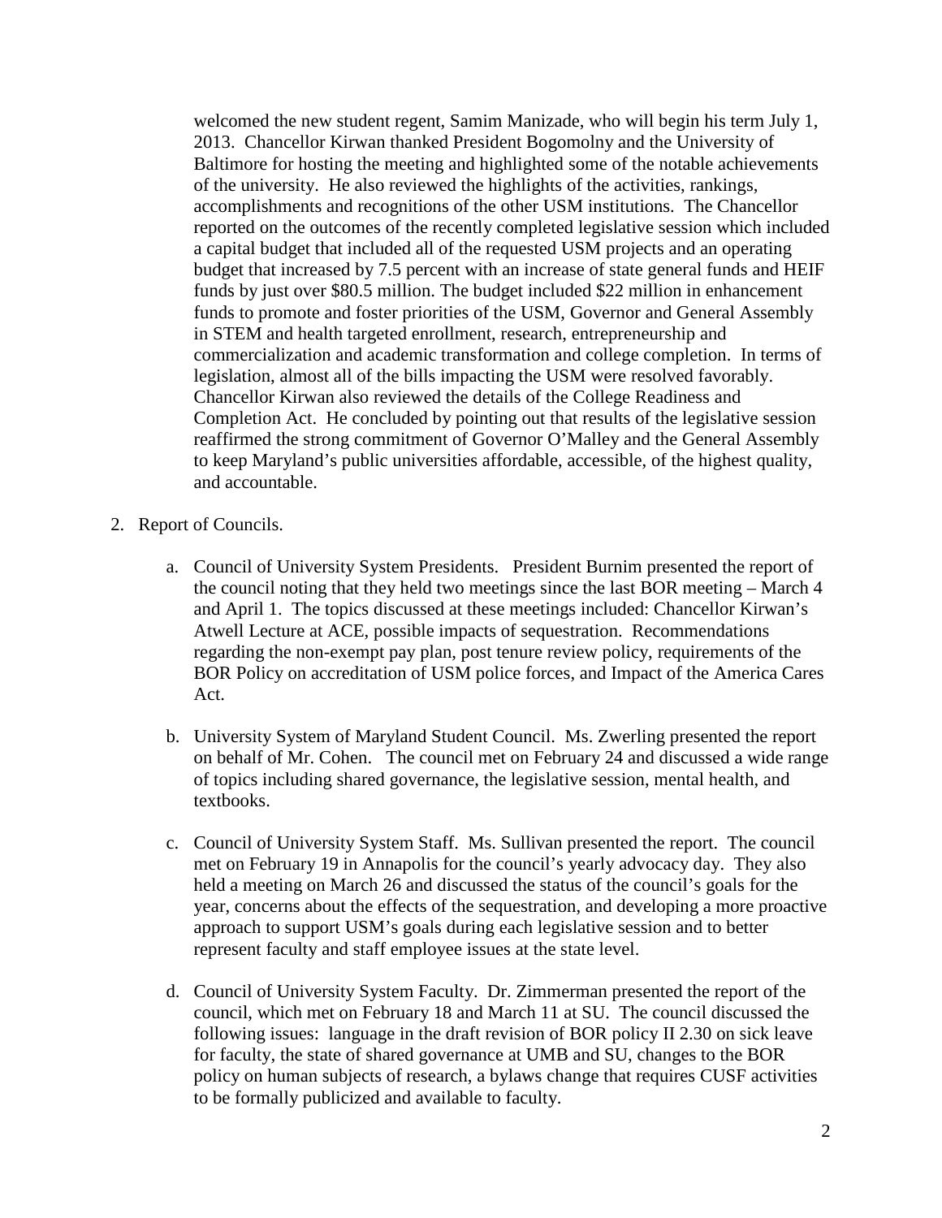welcomed the new student regent, Samim Manizade, who will begin his term July 1, 2013. Chancellor Kirwan thanked President Bogomolny and the University of Baltimore for hosting the meeting and highlighted some of the notable achievements of the university. He also reviewed the highlights of the activities, rankings, accomplishments and recognitions of the other USM institutions. The Chancellor reported on the outcomes of the recently completed legislative session which included a capital budget that included all of the requested USM projects and an operating budget that increased by 7.5 percent with an increase of state general funds and HEIF funds by just over $80.5 million. The budget included $22 million in enhancement funds to promote and foster priorities of the USM, Governor and General Assembly in STEM and health targeted enrollment, research, entrepreneurship and commercialization and academic transformation and college completion. In terms of legislation, almost all of the bills impacting the USM were resolved favorably. Chancellor Kirwan also reviewed the details of the College Readiness and Completion Act. He concluded by pointing out that results of the legislative session reaffirmed the strong commitment of Governor O'Malley and the General Assembly to keep Maryland's public universities affordable, accessible, of the highest quality, and accountable.

2. Report of Councils.

    a. Council of University System Presidents. President Burnim presented the report of the council noting that they held two meetings since the last BOR meeting – March 4 and April 1. The topics discussed at these meetings included: Chancellor Kirwan's Atwell Lecture at ACE, possible impacts of sequestration. Recommendations regarding the non-exempt pay plan, post tenure review policy, requirements of the BOR Policy on accreditation of USM police forces, and Impact of the America Cares Act.

    b. University System of Maryland Student Council. Ms. Zwerling presented the report on behalf of Mr. Cohen. The council met on February 24 and discussed a wide range of topics including shared governance, the legislative session, mental health, and textbooks.

    c. Council of University System Staff. Ms. Sullivan presented the report. The council met on February 19 in Annapolis for the council's yearly advocacy day. They also held a meeting on March 26 and discussed the status of the council's goals for the year, concerns about the effects of the sequestration, and developing a more proactive approach to support USM's goals during each legislative session and to better represent faculty and staff employee issues at the state level.

    d. Council of University System Faculty. Dr. Zimmerman presented the report of the council, which met on February 18 and March 11 at SU. The council discussed the following issues: language in the draft revision of BOR policy II 2.30 on sick leave for faculty, the state of shared governance at UMB and SU, changes to the BOR policy on human subjects of research, a bylaws change that requires CUSF activities to be formally publicized and available to faculty.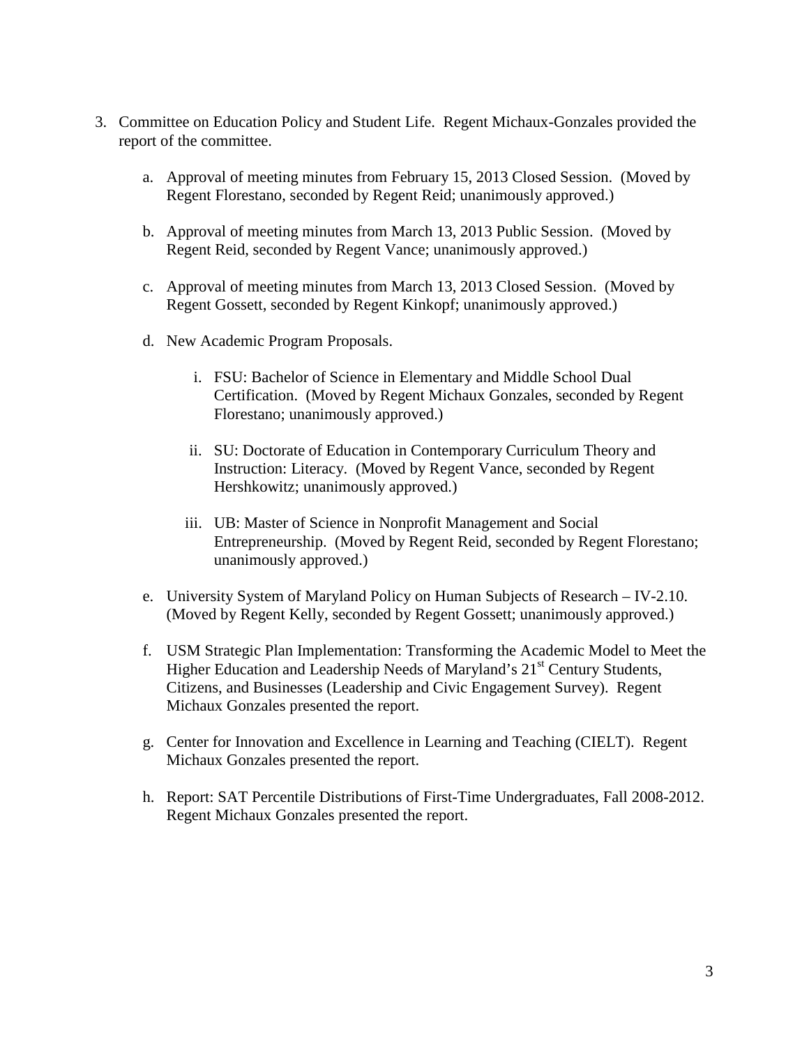3. Committee on Education Policy and Student Life. Regent Michaux-Gonzales provided the report of the committee.

   a. Approval of meeting minutes from February 15, 2013 Closed Session. (Moved by Regent Florestano, seconded by Regent Reid; unanimously approved.)

   b. Approval of meeting minutes from March 13, 2013 Public Session. (Moved by Regent Reid, seconded by Regent Vance; unanimously approved.)

   c. Approval of meeting minutes from March 13, 2013 Closed Session. (Moved by Regent Gossett, seconded by Regent Kinkopf; unanimously approved.)

   d. New Academic Program Proposals.

      i. FSU: Bachelor of Science in Elementary and Middle School Dual Certification. (Moved by Regent Michaux Gonzales, seconded by Regent Florestano; unanimously approved.)

      ii. SU: Doctorate of Education in Contemporary Curriculum Theory and Instruction: Literacy. (Moved by Regent Vance, seconded by Regent Hershkowitz; unanimously approved.)

      iii. UB: Master of Science in Nonprofit Management and Social Entrepreneurship. (Moved by Regent Reid, seconded by Regent Florestano; unanimously approved.)

   e. University System of Maryland Policy on Human Subjects of Research – IV-2.10. (Moved by Regent Kelly, seconded by Regent Gossett; unanimously approved.)

   f. USM Strategic Plan Implementation: Transforming the Academic Model to Meet the Higher Education and Leadership Needs of Maryland's 21st Century Students, Citizens, and Businesses (Leadership and Civic Engagement Survey). Regent Michaux Gonzales presented the report.

   g. Center for Innovation and Excellence in Learning and Teaching (CIELT). Regent Michaux Gonzales presented the report.

   h. Report: SAT Percentile Distributions of First-Time Undergraduates, Fall 2008-2012. Regent Michaux Gonzales presented the report.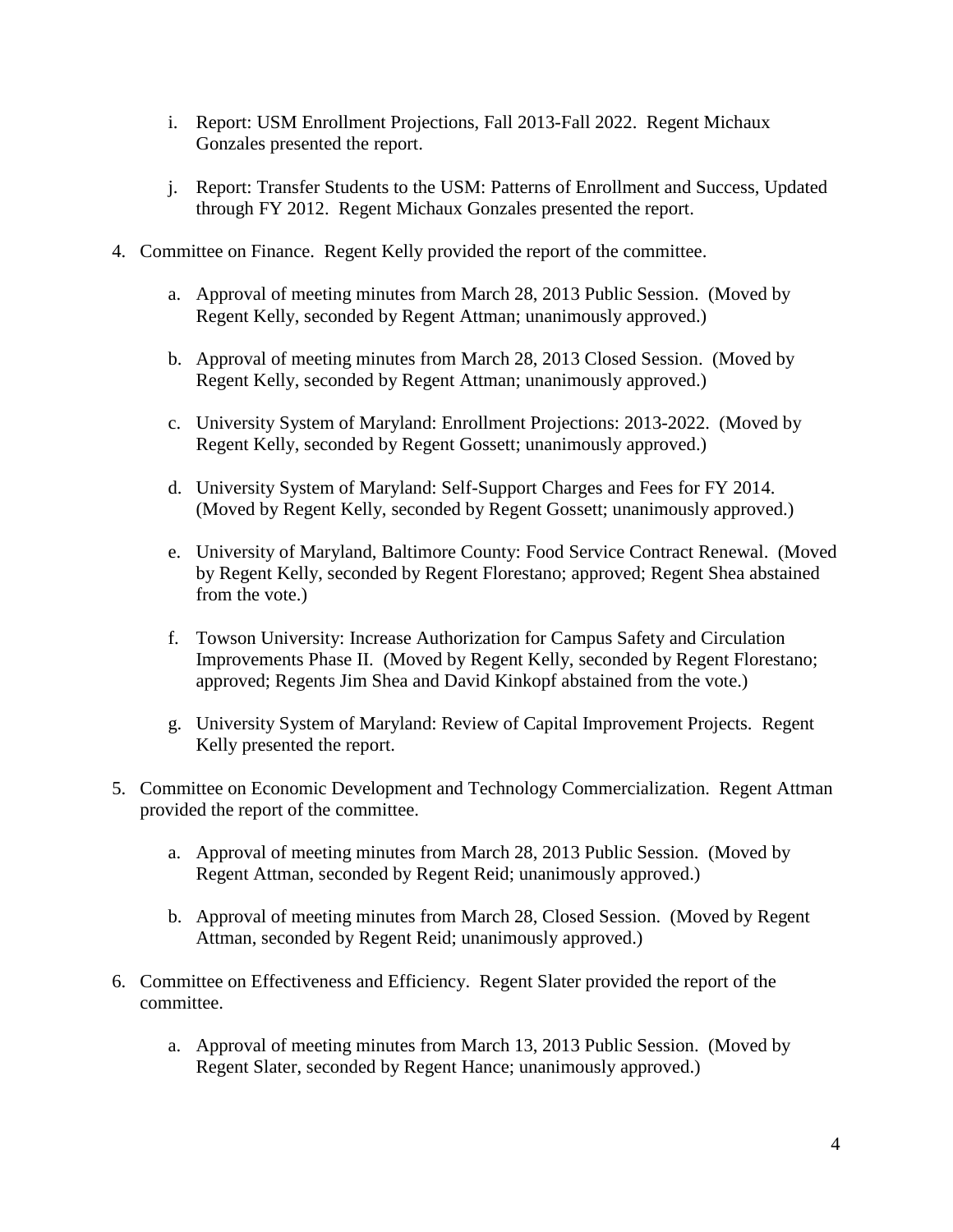i. Report: USM Enrollment Projections, Fall 2013-Fall 2022. Regent Michaux Gonzales presented the report.

   j. Report: Transfer Students to the USM: Patterns of Enrollment and Success, Updated through FY 2012. Regent Michaux Gonzales presented the report.

4. Committee on Finance. Regent Kelly provided the report of the committee.

   a. Approval of meeting minutes from March 28, 2013 Public Session. (Moved by Regent Kelly, seconded by Regent Attman; unanimously approved.)

   b. Approval of meeting minutes from March 28, 2013 Closed Session. (Moved by Regent Kelly, seconded by Regent Attman; unanimously approved.)

   c. University System of Maryland: Enrollment Projections: 2013-2022. (Moved by Regent Kelly, seconded by Regent Gossett; unanimously approved.)

   d. University System of Maryland: Self-Support Charges and Fees for FY 2014. (Moved by Regent Kelly, seconded by Regent Gossett; unanimously approved.)

   e. University of Maryland, Baltimore County: Food Service Contract Renewal. (Moved by Regent Kelly, seconded by Regent Florestano; approved; Regent Shea abstained from the vote.)

   f. Towson University: Increase Authorization for Campus Safety and Circulation Improvements Phase II. (Moved by Regent Kelly, seconded by Regent Florestano; approved; Regents Jim Shea and David Kinkopf abstained from the vote.)

   g. University System of Maryland: Review of Capital Improvement Projects. Regent Kelly presented the report.

5. Committee on Economic Development and Technology Commercialization. Regent Attman provided the report of the committee.

   a. Approval of meeting minutes from March 28, 2013 Public Session. (Moved by Regent Attman, seconded by Regent Reid; unanimously approved.)

   b. Approval of meeting minutes from March 28, Closed Session. (Moved by Regent Attman, seconded by Regent Reid; unanimously approved.)

6. Committee on Effectiveness and Efficiency. Regent Slater provided the report of the committee.

   a. Approval of meeting minutes from March 13, 2013 Public Session. (Moved by Regent Slater, seconded by Regent Hance; unanimously approved.)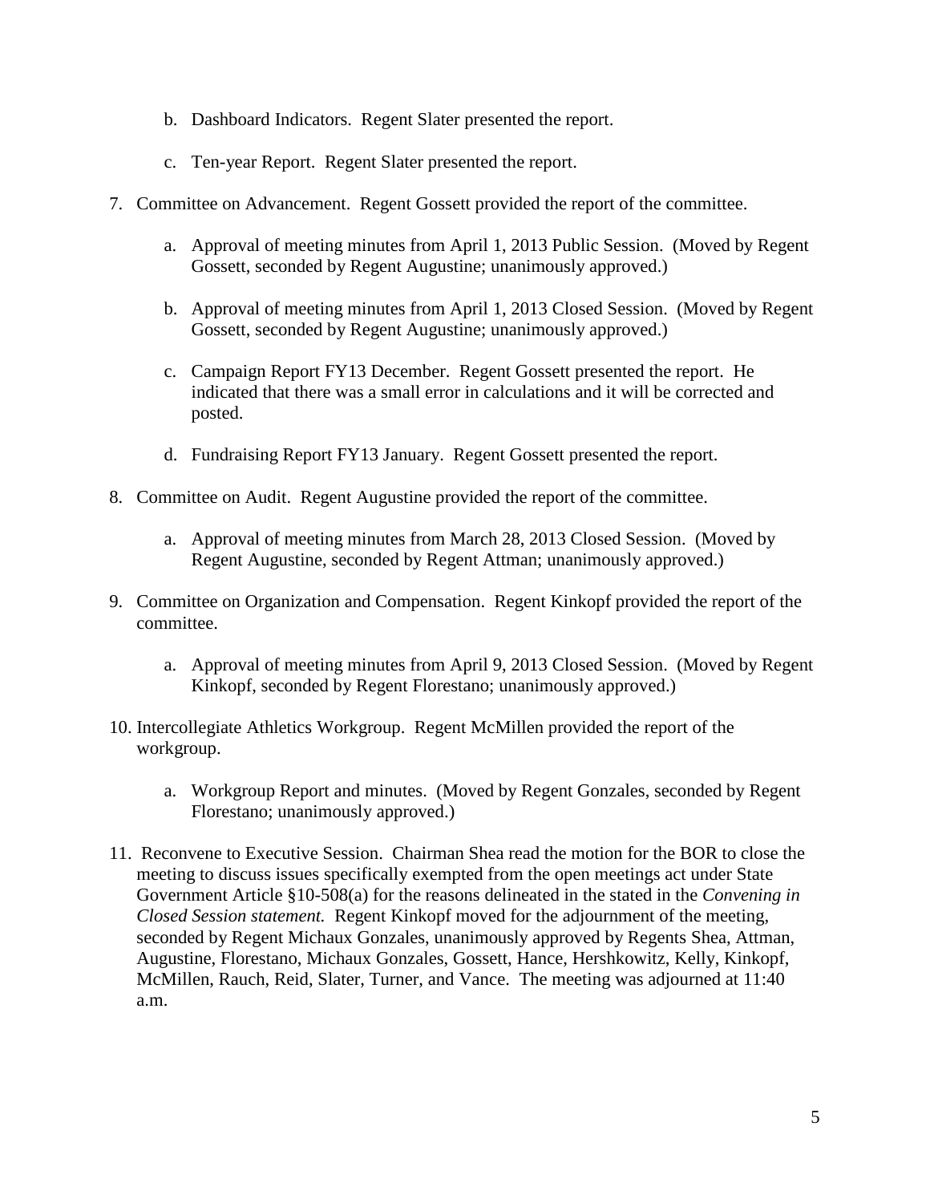b. Dashboard Indicators. Regent Slater presented the report.

   c. Ten-year Report. Regent Slater presented the report.

7. Committee on Advancement. Regent Gossett provided the report of the committee.

   a. Approval of meeting minutes from April 1, 2013 Public Session. (Moved by Regent Gossett, seconded by Regent Augustine; unanimously approved.)

   b. Approval of meeting minutes from April 1, 2013 Closed Session. (Moved by Regent Gossett, seconded by Regent Augustine; unanimously approved.)

   c. Campaign Report FY13 December. Regent Gossett presented the report. He indicated that there was a small error in calculations and it will be corrected and posted.

   d. Fundraising Report FY13 January. Regent Gossett presented the report.

8. Committee on Audit. Regent Augustine provided the report of the committee.

   a. Approval of meeting minutes from March 28, 2013 Closed Session. (Moved by Regent Augustine, seconded by Regent Attman; unanimously approved.)

9. Committee on Organization and Compensation. Regent Kinkopf provided the report of the committee.

   a. Approval of meeting minutes from April 9, 2013 Closed Session. (Moved by Regent Kinkopf, seconded by Regent Florestano; unanimously approved.)

10. Intercollegiate Athletics Workgroup. Regent McMillen provided the report of the workgroup.

   a. Workgroup Report and minutes. (Moved by Regent Gonzales, seconded by Regent Florestano; unanimously approved.)

11. Reconvene to Executive Session. Chairman Shea read the motion for the BOR to close the meeting to discuss issues specifically exempted from the open meetings act under State Government Article §10-508(a) for the reasons delineated in the stated in the *Convening in Closed Session statement.* Regent Kinkopf moved for the adjournment of the meeting, seconded by Regent Michaux Gonzales, unanimously approved by Regents Shea, Attman, Augustine, Florestano, Michaux Gonzales, Gossett, Hance, Hershkowitz, Kelly, Kinkopf, McMillen, Rauch, Reid, Slater, Turner, and Vance. The meeting was adjourned at 11:40 a.m.